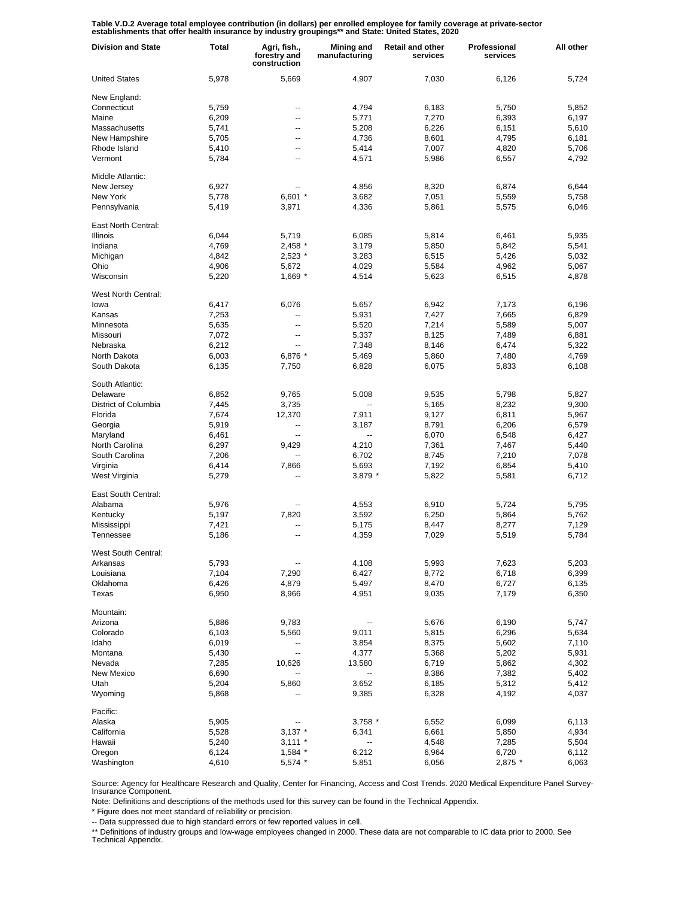**Table V.D.2 Average total employee contribution (in dollars) per enrolled employee for family coverage at private-sector establishments that offer health insurance by industry groupings** and State: United States, 2020**

| Division and State | Total | Agri, fish., forestry and construction | Mining and manufacturing | Retail and other services | Professional services | All other |
|---|---|---|---|---|---|---|
| United States | 5,978 | 5,669 | 4,907 | 7,030 | 6,126 | 5,724 |
| New England: | | | | | | |
| Connecticut | 5,759 | -- | 4,794 | 6,183 | 5,750 | 5,852 |
| Maine | 6,209 | -- | 5,771 | 7,270 | 6,393 | 6,197 |
| Massachusetts | 5,741 | -- | 5,208 | 6,226 | 6,151 | 5,610 |
| New Hampshire | 5,705 | -- | 4,736 | 8,601 | 4,795 | 6,181 |
| Rhode Island | 5,410 | -- | 5,414 | 7,007 | 4,820 | 5,706 |
| Vermont | 5,784 | -- | 4,571 | 5,986 | 6,557 | 4,792 |
| Middle Atlantic: | | | | | | |
| New Jersey | 6,927 | -- | 4,856 | 8,320 | 6,874 | 6,644 |
| New York | 5,778 | 6,601 * | 3,682 | 7,051 | 5,559 | 5,758 |
| Pennsylvania | 5,419 | 3,971 | 4,336 | 5,861 | 5,575 | 6,046 |
| East North Central: | | | | | | |
| Illinois | 6,044 | 5,719 | 6,085 | 5,814 | 6,461 | 5,935 |
| Indiana | 4,769 | 2,458 * | 3,179 | 5,850 | 5,842 | 5,541 |
| Michigan | 4,842 | 2,523 * | 3,283 | 6,515 | 5,426 | 5,032 |
| Ohio | 4,906 | 5,672 | 4,029 | 5,584 | 4,962 | 5,067 |
| Wisconsin | 5,220 | 1,669 * | 4,514 | 5,623 | 6,515 | 4,878 |
| West North Central: | | | | | | |
| Iowa | 6,417 | 6,076 | 5,657 | 6,942 | 7,173 | 6,196 |
| Kansas | 7,253 | -- | 5,931 | 7,427 | 7,665 | 6,829 |
| Minnesota | 5,635 | -- | 5,520 | 7,214 | 5,589 | 5,007 |
| Missouri | 7,072 | -- | 5,337 | 8,125 | 7,489 | 6,881 |
| Nebraska | 6,212 | -- | 7,348 | 8,146 | 6,474 | 5,322 |
| North Dakota | 6,003 | 6,876 * | 5,469 | 5,860 | 7,480 | 4,769 |
| South Dakota | 6,135 | 7,750 | 6,828 | 6,075 | 5,833 | 6,108 |
| South Atlantic: | | | | | | |
| Delaware | 6,852 | 9,765 | 5,008 | 9,535 | 5,798 | 5,827 |
| District of Columbia | 7,445 | 3,735 | -- | 5,165 | 8,232 | 9,300 |
| Florida | 7,674 | 12,370 | 7,911 | 9,127 | 6,811 | 5,967 |
| Georgia | 5,919 | -- | 3,187 | 8,791 | 6,206 | 6,579 |
| Maryland | 6,461 | -- | -- | 6,070 | 6,548 | 6,427 |
| North Carolina | 6,297 | 9,429 | 4,210 | 7,361 | 7,467 | 5,440 |
| South Carolina | 7,206 | -- | 6,702 | 8,745 | 7,210 | 7,078 |
| Virginia | 6,414 | 7,866 | 5,693 | 7,192 | 6,854 | 5,410 |
| West Virginia | 5,279 | -- | 3,879 * | 5,822 | 5,581 | 6,712 |
| East South Central: | | | | | | |
| Alabama | 5,976 | -- | 4,553 | 6,910 | 5,724 | 5,795 |
| Kentucky | 5,197 | 7,820 | 3,592 | 6,250 | 5,864 | 5,762 |
| Mississippi | 7,421 | -- | 5,175 | 8,447 | 8,277 | 7,129 |
| Tennessee | 5,186 | -- | 4,359 | 7,029 | 5,519 | 5,784 |
| West South Central: | | | | | | |
| Arkansas | 5,793 | -- | 4,108 | 5,993 | 7,623 | 5,203 |
| Louisiana | 7,104 | 7,290 | 6,427 | 8,772 | 6,718 | 6,399 |
| Oklahoma | 6,426 | 4,879 | 5,497 | 8,470 | 6,727 | 6,135 |
| Texas | 6,950 | 8,966 | 4,951 | 9,035 | 7,179 | 6,350 |
| Mountain: | | | | | | |
| Arizona | 5,886 | 9,783 | -- | 5,676 | 6,190 | 5,747 |
| Colorado | 6,103 | 5,560 | 9,011 | 5,815 | 6,296 | 5,634 |
| Idaho | 6,019 | -- | 3,854 | 8,375 | 5,602 | 7,110 |
| Montana | 5,430 | -- | 4,377 | 5,368 | 5,202 | 5,931 |
| Nevada | 7,285 | 10,626 | 13,580 | 6,719 | 5,862 | 4,302 |
| New Mexico | 6,690 | -- | -- | 8,386 | 7,382 | 5,402 |
| Utah | 5,204 | 5,860 | 3,652 | 6,185 | 5,312 | 5,412 |
| Wyoming | 5,868 | -- | 9,385 | 6,328 | 4,192 | 4,037 |
| Pacific: | | | | | | |
| Alaska | 5,905 | -- | 3,758 * | 6,552 | 6,099 | 6,113 |
| California | 5,528 | 3,137 * | 6,341 | 6,661 | 5,850 | 4,934 |
| Hawaii | 5,240 | 3,111 * | -- | 4,548 | 7,285 | 5,504 |
| Oregon | 6,124 | 1,584 * | 6,212 | 6,964 | 6,720 | 6,112 |
| Washington | 4,610 | 5,574 * | 5,851 | 6,056 | 2,875 * | 6,063 |

Source: Agency for Healthcare Research and Quality, Center for Financing, Access and Cost Trends. 2020 Medical Expenditure Panel Survey-Insurance Component.

Note: Definitions and descriptions of the methods used for this survey can be found in the Technical Appendix.

* Figure does not meet standard of reliability or precision.

-- Data suppressed due to high standard errors or few reported values in cell.

** Definitions of industry groups and low-wage employees changed in 2000. These data are not comparable to IC data prior to 2000. See Technical Appendix.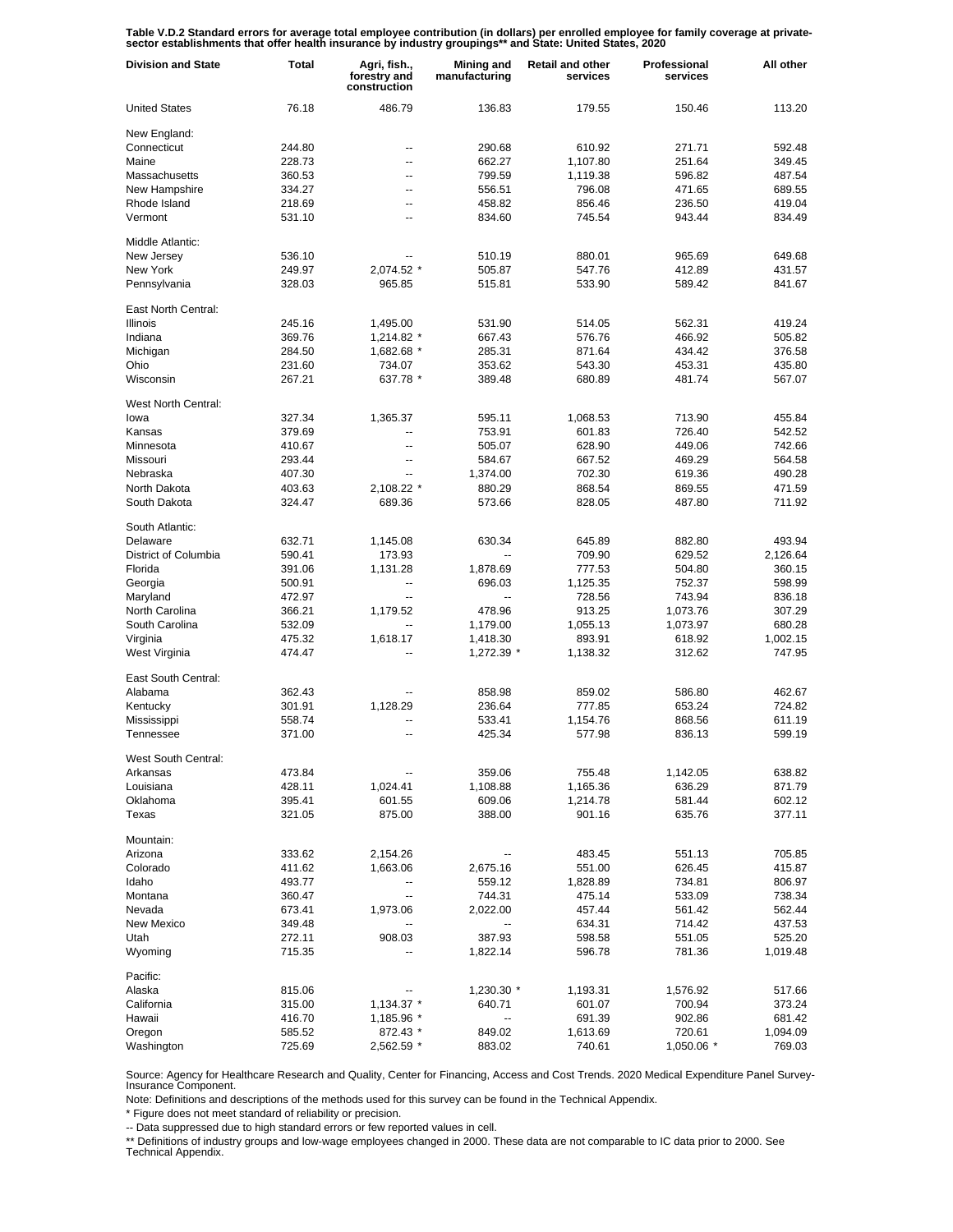**Table V.D.2 Standard errors for average total employee contribution (in dollars) per enrolled employee for family coverage at private-sector establishments that offer health insurance by industry groupings** and State: United States, 2020**

| Division and State | Total | Agri, fish., forestry and construction | Mining and manufacturing | Retail and other services | Professional services | All other |
|---|---|---|---|---|---|---|
| United States | 76.18 | 486.79 | 136.83 | 179.55 | 150.46 | 113.20 |
| New England: | | | | | | |
| Connecticut | 244.80 | -- | 290.68 | 610.92 | 271.71 | 592.48 |
| Maine | 228.73 | -- | 662.27 | 1,107.80 | 251.64 | 349.45 |
| Massachusetts | 360.53 | -- | 799.59 | 1,119.38 | 596.82 | 487.54 |
| New Hampshire | 334.27 | -- | 556.51 | 796.08 | 471.65 | 689.55 |
| Rhode Island | 218.69 | -- | 458.82 | 856.46 | 236.50 | 419.04 |
| Vermont | 531.10 | -- | 834.60 | 745.54 | 943.44 | 834.49 |
| Middle Atlantic: | | | | | | |
| New Jersey | 536.10 | -- | 510.19 | 880.01 | 965.69 | 649.68 |
| New York | 249.97 | 2,074.52 * | 505.87 | 547.76 | 412.89 | 431.57 |
| Pennsylvania | 328.03 | 965.85 | 515.81 | 533.90 | 589.42 | 841.67 |
| East North Central: | | | | | | |
| Illinois | 245.16 | 1,495.00 | 531.90 | 514.05 | 562.31 | 419.24 |
| Indiana | 369.76 | 1,214.82 * | 667.43 | 576.76 | 466.92 | 505.82 |
| Michigan | 284.50 | 1,682.68 * | 285.31 | 871.64 | 434.42 | 376.58 |
| Ohio | 231.60 | 734.07 | 353.62 | 543.30 | 453.31 | 435.80 |
| Wisconsin | 267.21 | 637.78 * | 389.48 | 680.89 | 481.74 | 567.07 |
| West North Central: | | | | | | |
| Iowa | 327.34 | 1,365.37 | 595.11 | 1,068.53 | 713.90 | 455.84 |
| Kansas | 379.69 | -- | 753.91 | 601.83 | 726.40 | 542.52 |
| Minnesota | 410.67 | -- | 505.07 | 628.90 | 449.06 | 742.66 |
| Missouri | 293.44 | -- | 584.67 | 667.52 | 469.29 | 564.58 |
| Nebraska | 407.30 | -- | 1,374.00 | 702.30 | 619.36 | 490.28 |
| North Dakota | 403.63 | 2,108.22 * | 880.29 | 868.54 | 869.55 | 471.59 |
| South Dakota | 324.47 | 689.36 | 573.66 | 828.05 | 487.80 | 711.92 |
| South Atlantic: | | | | | | |
| Delaware | 632.71 | 1,145.08 | 630.34 | 645.89 | 882.80 | 493.94 |
| District of Columbia | 590.41 | 173.93 | -- | 709.90 | 629.52 | 2,126.64 |
| Florida | 391.06 | 1,131.28 | 1,878.69 | 777.53 | 504.80 | 360.15 |
| Georgia | 500.91 | -- | 696.03 | 1,125.35 | 752.37 | 598.99 |
| Maryland | 472.97 | -- | -- | 728.56 | 743.94 | 836.18 |
| North Carolina | 366.21 | 1,179.52 | 478.96 | 913.25 | 1,073.76 | 307.29 |
| South Carolina | 532.09 | -- | 1,179.00 | 1,055.13 | 1,073.97 | 680.28 |
| Virginia | 475.32 | 1,618.17 | 1,418.30 | 893.91 | 618.92 | 1,002.15 |
| West Virginia | 474.47 | -- | 1,272.39 * | 1,138.32 | 312.62 | 747.95 |
| East South Central: | | | | | | |
| Alabama | 362.43 | -- | 858.98 | 859.02 | 586.80 | 462.67 |
| Kentucky | 301.91 | 1,128.29 | 236.64 | 777.85 | 653.24 | 724.82 |
| Mississippi | 558.74 | -- | 533.41 | 1,154.76 | 868.56 | 611.19 |
| Tennessee | 371.00 | -- | 425.34 | 577.98 | 836.13 | 599.19 |
| West South Central: | | | | | | |
| Arkansas | 473.84 | -- | 359.06 | 755.48 | 1,142.05 | 638.82 |
| Louisiana | 428.11 | 1,024.41 | 1,108.88 | 1,165.36 | 636.29 | 871.79 |
| Oklahoma | 395.41 | 601.55 | 609.06 | 1,214.78 | 581.44 | 602.12 |
| Texas | 321.05 | 875.00 | 388.00 | 901.16 | 635.76 | 377.11 |
| Mountain: | | | | | | |
| Arizona | 333.62 | 2,154.26 | -- | 483.45 | 551.13 | 705.85 |
| Colorado | 411.62 | 1,663.06 | 2,675.16 | 551.00 | 626.45 | 415.87 |
| Idaho | 493.77 | -- | 559.12 | 1,828.89 | 734.81 | 806.97 |
| Montana | 360.47 | -- | 744.31 | 475.14 | 533.09 | 738.34 |
| Nevada | 673.41 | 1,973.06 | 2,022.00 | 457.44 | 561.42 | 562.44 |
| New Mexico | 349.48 | -- | -- | 634.31 | 714.42 | 437.53 |
| Utah | 272.11 | 908.03 | 387.93 | 598.58 | 551.05 | 525.20 |
| Wyoming | 715.35 | -- | 1,822.14 | 596.78 | 781.36 | 1,019.48 |
| Pacific: | | | | | | |
| Alaska | 815.06 | -- | 1,230.30 * | 1,193.31 | 1,576.92 | 517.66 |
| California | 315.00 | 1,134.37 * | 640.71 | 601.07 | 700.94 | 373.24 |
| Hawaii | 416.70 | 1,185.96 * | -- | 691.39 | 902.86 | 681.42 |
| Oregon | 585.52 | 872.43 * | 849.02 | 1,613.69 | 720.61 | 1,094.09 |
| Washington | 725.69 | 2,562.59 * | 883.02 | 740.61 | 1,050.06 * | 769.03 |

Source: Agency for Healthcare Research and Quality, Center for Financing, Access and Cost Trends. 2020 Medical Expenditure Panel Survey-Insurance Component.

Note: Definitions and descriptions of the methods used for this survey can be found in the Technical Appendix.

* Figure does not meet standard of reliability or precision.

-- Data suppressed due to high standard errors or few reported values in cell.

** Definitions of industry groups and low-wage employees changed in 2000. These data are not comparable to IC data prior to 2000. See Technical Appendix.